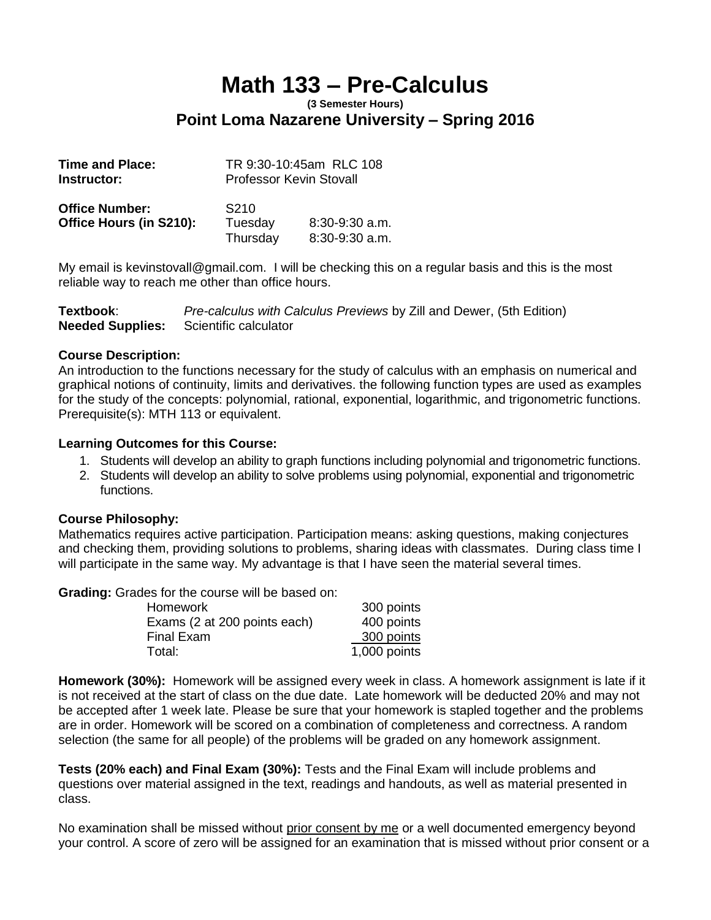# Math 133 – Pre-Calculus

**(3 Semester Hours)**

## Point Loma Nazarene University – Spring 2016

| | | |
|---|---|---|
| **Time and Place:** | TR 9:30-10:45am RLC 108 | |
| **Instructor:** | Professor Kevin Stovall | |
| **Office Number:** | S210 | |
| **Office Hours (in S210):** | Tuesday | 8:30-9:30 a.m. |
| | Thursday | 8:30-9:30 a.m. |

My email is kevinstovall@gmail.com. I will be checking this on a regular basis and this is the most reliable way to reach me other than office hours.

**Textbook**: *Pre-calculus with Calculus Previews* by Zill and Dewer, (5th Edition)
**Needed Supplies:** Scientific calculator

**Course Description:**
An introduction to the functions necessary for the study of calculus with an emphasis on numerical and graphical notions of continuity, limits and derivatives. the following function types are used as examples for the study of the concepts: polynomial, rational, exponential, logarithmic, and trigonometric functions. Prerequisite(s): MTH 113 or equivalent.

**Learning Outcomes for this Course:**

1. Students will develop an ability to graph functions including polynomial and trigonometric functions.
2. Students will develop an ability to solve problems using polynomial, exponential and trigonometric functions.

**Course Philosophy:**
Mathematics requires active participation. Participation means: asking questions, making conjectures and checking them, providing solutions to problems, sharing ideas with classmates. During class time I will participate in the same way. My advantage is that I have seen the material several times.

**Grading:** Grades for the course will be based on:

| | |
|---|---|
| Homework | 300 points |
| Exams (2 at 200 points each) | 400 points |
| Final Exam | 300 points |
| Total: | 1,000 points |

**Homework (30%):** Homework will be assigned every week in class. A homework assignment is late if it is not received at the start of class on the due date. Late homework will be deducted 20% and may not be accepted after 1 week late. Please be sure that your homework is stapled together and the problems are in order. Homework will be scored on a combination of completeness and correctness. A random selection (the same for all people) of the problems will be graded on any homework assignment.

**Tests (20% each) and Final Exam (30%):** Tests and the Final Exam will include problems and questions over material assigned in the text, readings and handouts, as well as material presented in class.

No examination shall be missed without prior consent by me or a well documented emergency beyond your control. A score of zero will be assigned for an examination that is missed without prior consent or a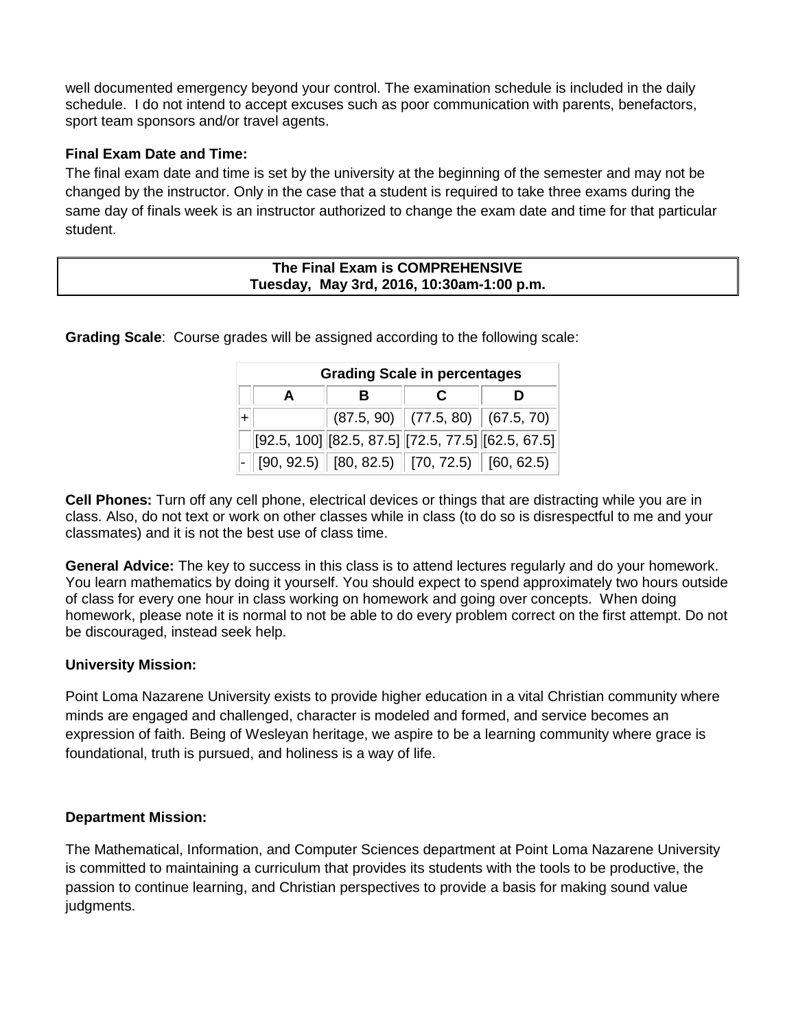well documented emergency beyond your control. The examination schedule is included in the daily schedule. I do not intend to accept excuses such as poor communication with parents, benefactors, sport team sponsors and/or travel agents.

**Final Exam Date and Time:**

The final exam date and time is set by the university at the beginning of the semester and may not be changed by the instructor. Only in the case that a student is required to take three exams during the same day of finals week is an instructor authorized to change the exam date and time for that particular student.

**The Final Exam is COMPREHENSIVE**
**Tuesday, May 3rd, 2016, 10:30am-1:00 p.m.**

**Grading Scale**: Course grades will be assigned according to the following scale:

| Grading Scale in percentages | | | | |
|---|---|---|---|---|
| | A | B | C | D |
| + | | (87.5, 90) | (77.5, 80) | (67.5, 70) |
| | [92.5, 100] | [82.5, 87.5] | [72.5, 77.5] | [62.5, 67.5] |
| - | [90, 92.5) | [80, 82.5) | [70, 72.5) | [60, 62.5) |

**Cell Phones:** Turn off any cell phone, electrical devices or things that are distracting while you are in class. Also, do not text or work on other classes while in class (to do so is disrespectful to me and your classmates) and it is not the best use of class time.

**General Advice:** The key to success in this class is to attend lectures regularly and do your homework. You learn mathematics by doing it yourself. You should expect to spend approximately two hours outside of class for every one hour in class working on homework and going over concepts. When doing homework, please note it is normal to not be able to do every problem correct on the first attempt. Do not be discouraged, instead seek help.

**University Mission:**

Point Loma Nazarene University exists to provide higher education in a vital Christian community where minds are engaged and challenged, character is modeled and formed, and service becomes an expression of faith. Being of Wesleyan heritage, we aspire to be a learning community where grace is foundational, truth is pursued, and holiness is a way of life.

**Department Mission:**

The Mathematical, Information, and Computer Sciences department at Point Loma Nazarene University is committed to maintaining a curriculum that provides its students with the tools to be productive, the passion to continue learning, and Christian perspectives to provide a basis for making sound value judgments.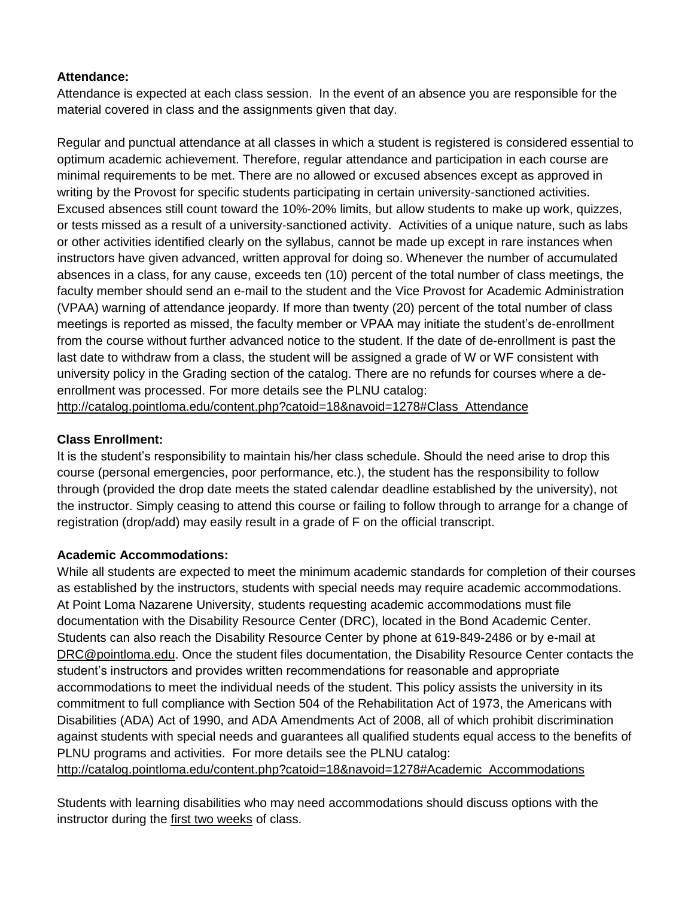**Attendance:**

Attendance is expected at each class session. In the event of an absence you are responsible for the material covered in class and the assignments given that day.

Regular and punctual attendance at all classes in which a student is registered is considered essential to optimum academic achievement. Therefore, regular attendance and participation in each course are minimal requirements to be met. There are no allowed or excused absences except as approved in writing by the Provost for specific students participating in certain university-sanctioned activities. Excused absences still count toward the 10%-20% limits, but allow students to make up work, quizzes, or tests missed as a result of a university-sanctioned activity. Activities of a unique nature, such as labs or other activities identified clearly on the syllabus, cannot be made up except in rare instances when instructors have given advanced, written approval for doing so. Whenever the number of accumulated absences in a class, for any cause, exceeds ten (10) percent of the total number of class meetings, the faculty member should send an e-mail to the student and the Vice Provost for Academic Administration (VPAA) warning of attendance jeopardy. If more than twenty (20) percent of the total number of class meetings is reported as missed, the faculty member or VPAA may initiate the student's de-enrollment from the course without further advanced notice to the student. If the date of de-enrollment is past the last date to withdraw from a class, the student will be assigned a grade of W or WF consistent with university policy in the Grading section of the catalog. There are no refunds for courses where a de-enrollment was processed. For more details see the PLNU catalog: http://catalog.pointloma.edu/content.php?catoid=18&navoid=1278#Class_Attendance

**Class Enrollment:**

It is the student's responsibility to maintain his/her class schedule. Should the need arise to drop this course (personal emergencies, poor performance, etc.), the student has the responsibility to follow through (provided the drop date meets the stated calendar deadline established by the university), not the instructor. Simply ceasing to attend this course or failing to follow through to arrange for a change of registration (drop/add) may easily result in a grade of F on the official transcript.

**Academic Accommodations:**

While all students are expected to meet the minimum academic standards for completion of their courses as established by the instructors, students with special needs may require academic accommodations. At Point Loma Nazarene University, students requesting academic accommodations must file documentation with the Disability Resource Center (DRC), located in the Bond Academic Center. Students can also reach the Disability Resource Center by phone at 619-849-2486 or by e-mail at DRC@pointloma.edu. Once the student files documentation, the Disability Resource Center contacts the student's instructors and provides written recommendations for reasonable and appropriate accommodations to meet the individual needs of the student. This policy assists the university in its commitment to full compliance with Section 504 of the Rehabilitation Act of 1973, the Americans with Disabilities (ADA) Act of 1990, and ADA Amendments Act of 2008, all of which prohibit discrimination against students with special needs and guarantees all qualified students equal access to the benefits of PLNU programs and activities. For more details see the PLNU catalog: http://catalog.pointloma.edu/content.php?catoid=18&navoid=1278#Academic_Accommodations

Students with learning disabilities who may need accommodations should discuss options with the instructor during the first two weeks of class.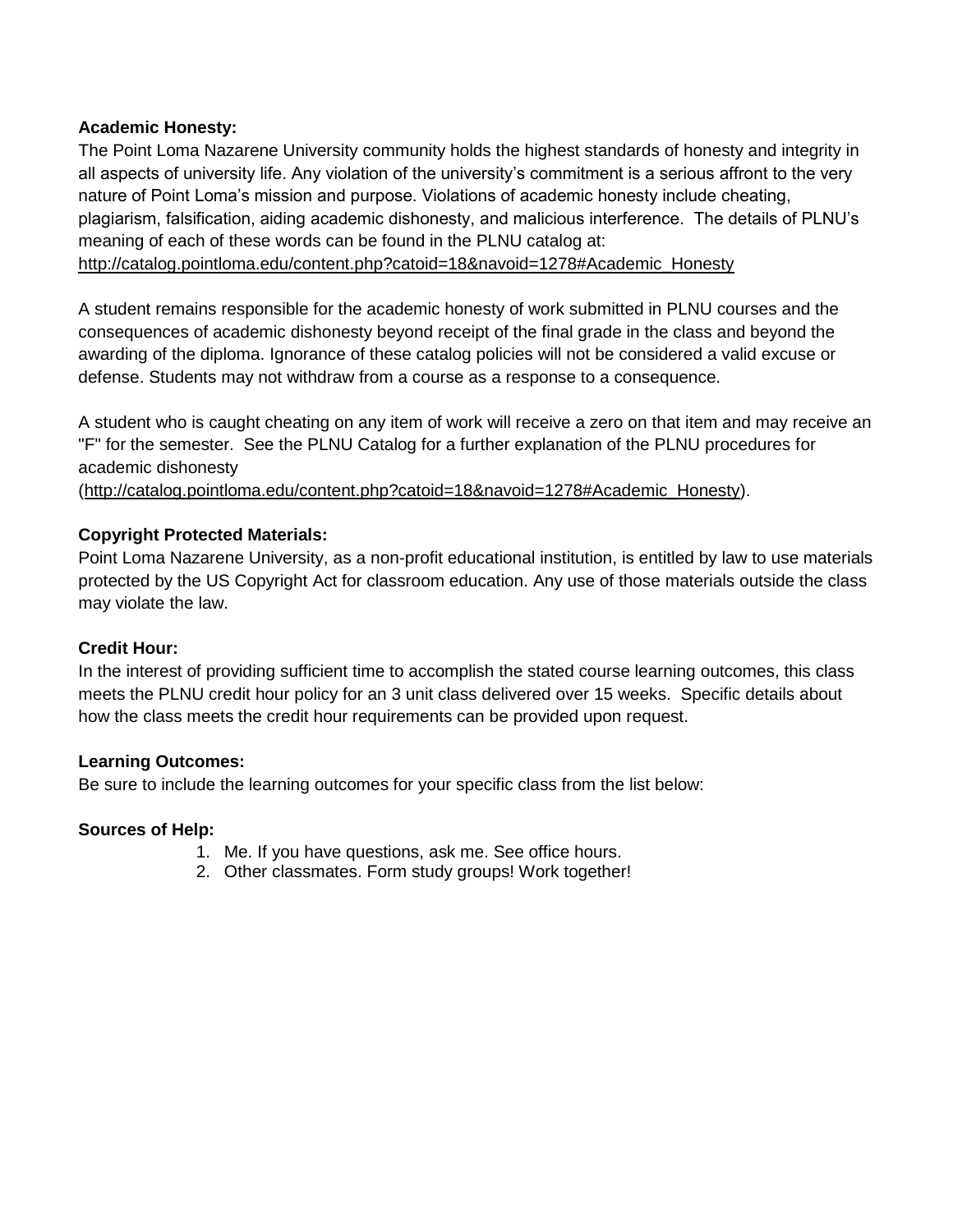**Academic Honesty:**

The Point Loma Nazarene University community holds the highest standards of honesty and integrity in all aspects of university life. Any violation of the university's commitment is a serious affront to the very nature of Point Loma's mission and purpose. Violations of academic honesty include cheating, plagiarism, falsification, aiding academic dishonesty, and malicious interference. The details of PLNU's meaning of each of these words can be found in the PLNU catalog at: http://catalog.pointloma.edu/content.php?catoid=18&navoid=1278#Academic_Honesty

A student remains responsible for the academic honesty of work submitted in PLNU courses and the consequences of academic dishonesty beyond receipt of the final grade in the class and beyond the awarding of the diploma. Ignorance of these catalog policies will not be considered a valid excuse or defense. Students may not withdraw from a course as a response to a consequence.

A student who is caught cheating on any item of work will receive a zero on that item and may receive an "F" for the semester. See the PLNU Catalog for a further explanation of the PLNU procedures for academic dishonesty (http://catalog.pointloma.edu/content.php?catoid=18&navoid=1278#Academic_Honesty).

**Copyright Protected Materials:**

Point Loma Nazarene University, as a non-profit educational institution, is entitled by law to use materials protected by the US Copyright Act for classroom education. Any use of those materials outside the class may violate the law.

**Credit Hour:**

In the interest of providing sufficient time to accomplish the stated course learning outcomes, this class meets the PLNU credit hour policy for an 3 unit class delivered over 15 weeks. Specific details about how the class meets the credit hour requirements can be provided upon request.

**Learning Outcomes:**

Be sure to include the learning outcomes for your specific class from the list below:

**Sources of Help:**

1. Me. If you have questions, ask me. See office hours.
2. Other classmates. Form study groups! Work together!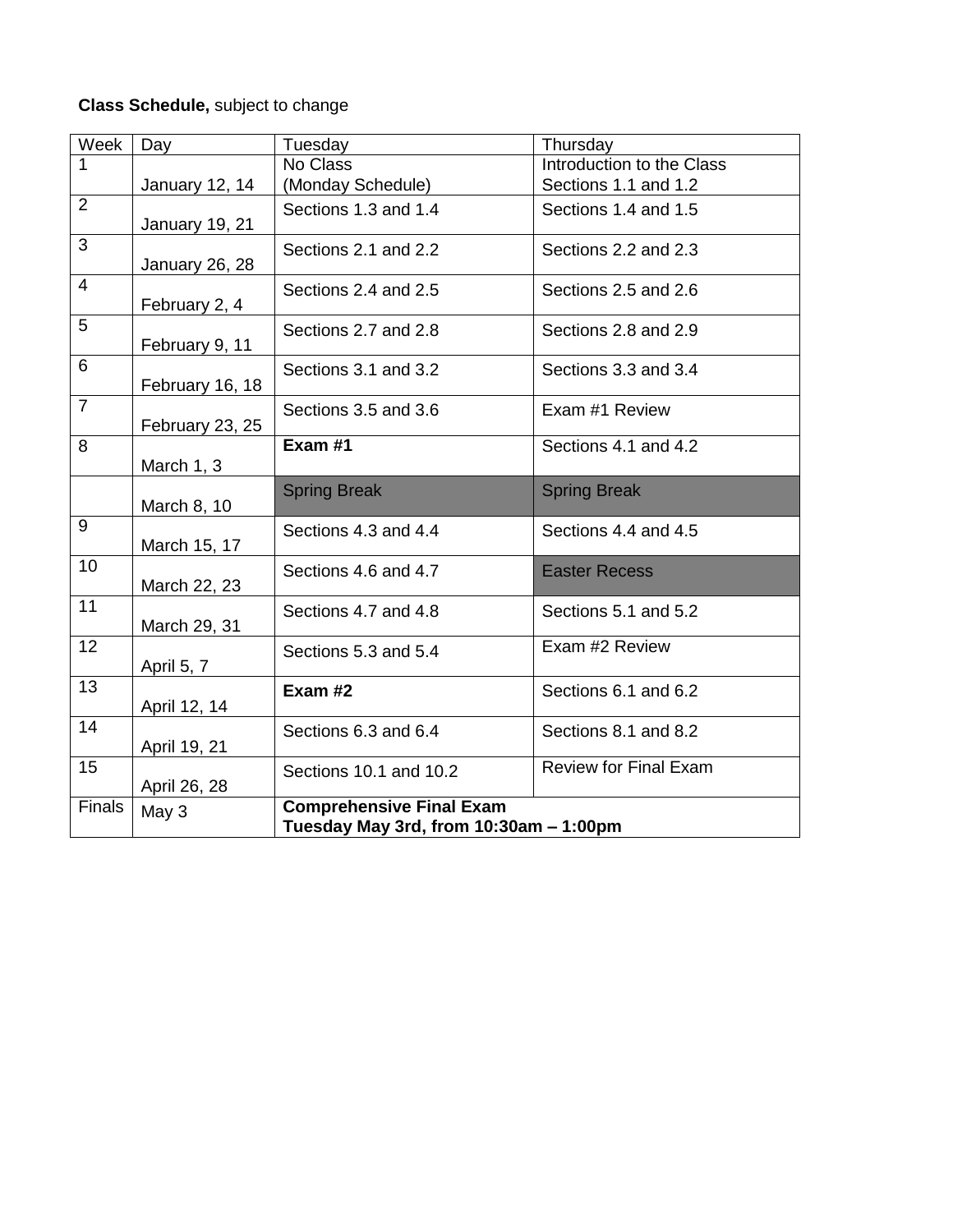**Class Schedule,** subject to change

| Week | Day | Tuesday | Thursday |
|---|---|---|---|
| 1 | January 12, 14 | No Class (Monday Schedule) | Introduction to the Class Sections 1.1 and 1.2 |
| 2 | January 19, 21 | Sections 1.3 and 1.4 | Sections 1.4 and 1.5 |
| 3 | January 26, 28 | Sections 2.1 and 2.2 | Sections 2.2 and 2.3 |
| 4 | February 2, 4 | Sections 2.4 and 2.5 | Sections 2.5 and 2.6 |
| 5 | February 9, 11 | Sections 2.7 and 2.8 | Sections 2.8 and 2.9 |
| 6 | February 16, 18 | Sections 3.1 and 3.2 | Sections 3.3 and 3.4 |
| 7 | February 23, 25 | Sections 3.5 and 3.6 | Exam #1 Review |
| 8 | March 1, 3 | **Exam #1** | Sections 4.1 and 4.2 |
| | March 8, 10 | Spring Break | Spring Break |
| 9 | March 15, 17 | Sections 4.3 and 4.4 | Sections 4.4 and 4.5 |
| 10 | March 22, 23 | Sections 4.6 and 4.7 | Easter Recess |
| 11 | March 29, 31 | Sections 4.7 and 4.8 | Sections 5.1 and 5.2 |
| 12 | April 5, 7 | Sections 5.3 and 5.4 | Exam #2 Review |
| 13 | April 12, 14 | **Exam #2** | Sections 6.1 and 6.2 |
| 14 | April 19, 21 | Sections 6.3 and 6.4 | Sections 8.1 and 8.2 |
| 15 | April 26, 28 | Sections 10.1 and 10.2 | Review for Final Exam |
| Finals | May 3 | **Comprehensive Final Exam Tuesday May 3rd, from 10:30am – 1:00pm** | |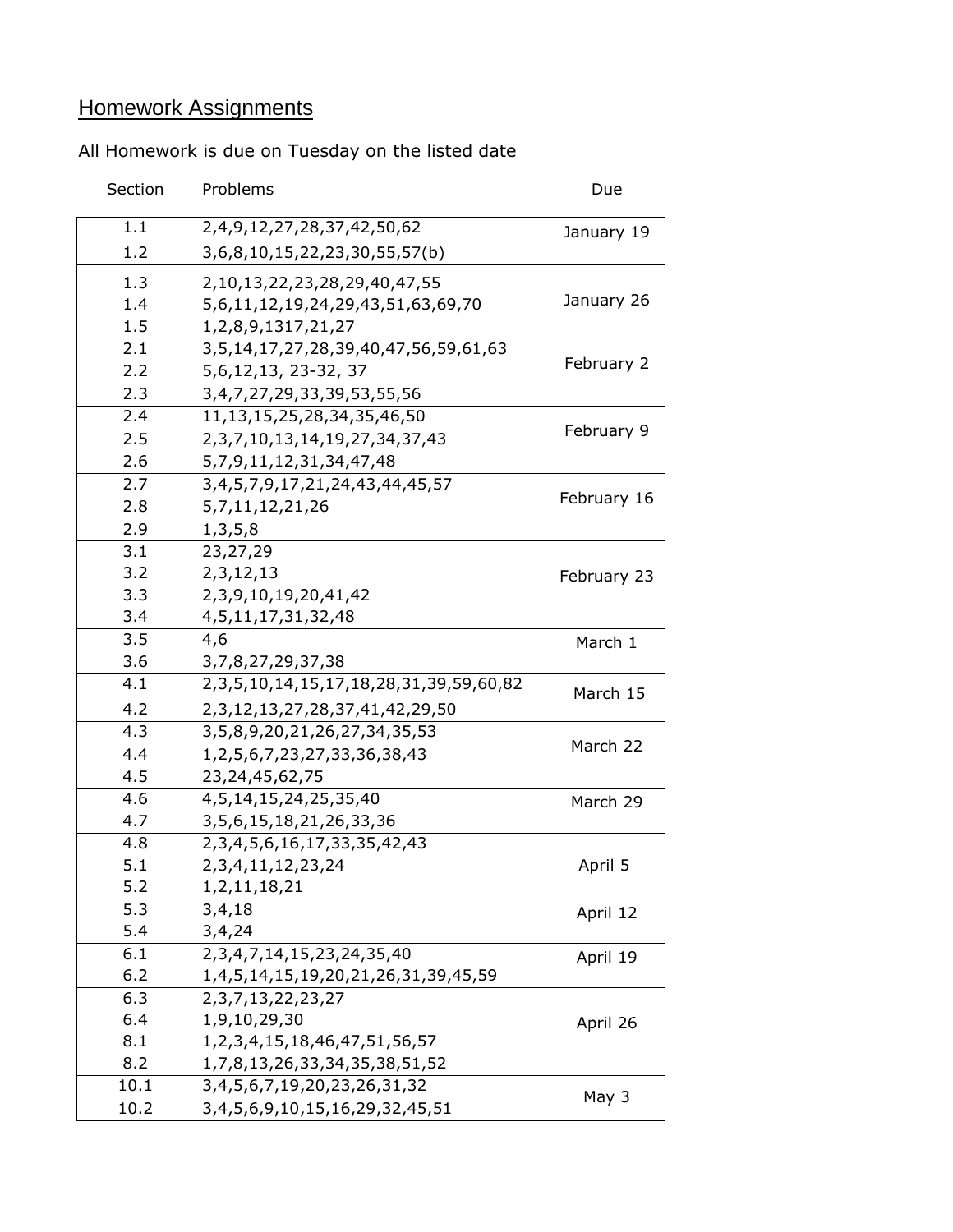## Homework Assignments

All Homework is due on Tuesday on the listed date

| Section | Problems | Due |
|---|---|---|
| 1.1 | 2,4,9,12,27,28,37,42,50,62 | January 19 |
| 1.2 | 3,6,8,10,15,22,23,30,55,57(b) | |
| 1.3 | 2,10,13,22,23,28,29,40,47,55 | January 26 |
| 1.4 | 5,6,11,12,19,24,29,43,51,63,69,70 | |
| 1.5 | 1,2,8,9,1317,21,27 | |
| 2.1 | 3,5,14,17,27,28,39,40,47,56,59,61,63 | February 2 |
| 2.2 | 5,6,12,13, 23-32, 37 | |
| 2.3 | 3,4,7,27,29,33,39,53,55,56 | |
| 2.4 | 11,13,15,25,28,34,35,46,50 | February 9 |
| 2.5 | 2,3,7,10,13,14,19,27,34,37,43 | |
| 2.6 | 5,7,9,11,12,31,34,47,48 | |
| 2.7 | 3,4,5,7,9,17,21,24,43,44,45,57 | February 16 |
| 2.8 | 5,7,11,12,21,26 | |
| 2.9 | 1,3,5,8 | |
| 3.1 | 23,27,29 | February 23 |
| 3.2 | 2,3,12,13 | |
| 3.3 | 2,3,9,10,19,20,41,42 | |
| 3.4 | 4,5,11,17,31,32,48 | |
| 3.5 | 4,6 | March 1 |
| 3.6 | 3,7,8,27,29,37,38 | |
| 4.1 | 2,3,5,10,14,15,17,18,28,31,39,59,60,82 | March 15 |
| 4.2 | 2,3,12,13,27,28,37,41,42,29,50 | |
| 4.3 | 3,5,8,9,20,21,26,27,34,35,53 | March 22 |
| 4.4 | 1,2,5,6,7,23,27,33,36,38,43 | |
| 4.5 | 23,24,45,62,75 | |
| 4.6 | 4,5,14,15,24,25,35,40 | March 29 |
| 4.7 | 3,5,6,15,18,21,26,33,36 | |
| 4.8 | 2,3,4,5,6,16,17,33,35,42,43 | April 5 |
| 5.1 | 2,3,4,11,12,23,24 | |
| 5.2 | 1,2,11,18,21 | |
| 5.3 | 3,4,18 | April 12 |
| 5.4 | 3,4,24 | |
| 6.1 | 2,3,4,7,14,15,23,24,35,40 | April 19 |
| 6.2 | 1,4,5,14,15,19,20,21,26,31,39,45,59 | |
| 6.3 | 2,3,7,13,22,23,27 | April 26 |
| 6.4 | 1,9,10,29,30 | |
| 8.1 | 1,2,3,4,15,18,46,47,51,56,57 | |
| 8.2 | 1,7,8,13,26,33,34,35,38,51,52 | |
| 10.1 | 3,4,5,6,7,19,20,23,26,31,32 | May 3 |
| 10.2 | 3,4,5,6,9,10,15,16,29,32,45,51 | |